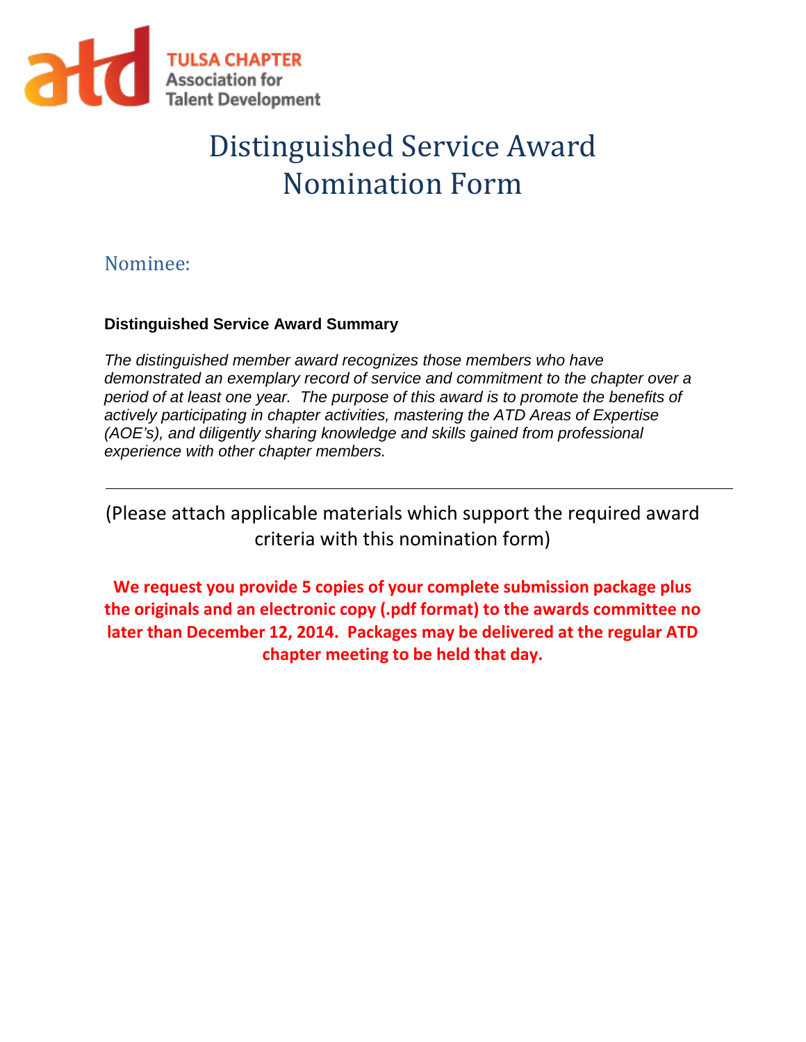TULSA CHAPTER
Association for
Talent Development

# Distinguished Service Award Nomination Form

## Nominee:

**Distinguished Service Award Summary**

*The distinguished member award recognizes those members who have demonstrated an exemplary record of service and commitment to the chapter over a period of at least one year. The purpose of this award is to promote the benefits of actively participating in chapter activities, mastering the ATD Areas of Expertise (AOE's), and diligently sharing knowledge and skills gained from professional experience with other chapter members.*

---

(Please attach applicable materials which support the required award criteria with this nomination form)

**We request you provide 5 copies of your complete submission package plus the originals and an electronic copy (.pdf format) to the awards committee no later than December 12, 2014. Packages may be delivered at the regular ATD chapter meeting to be held that day.**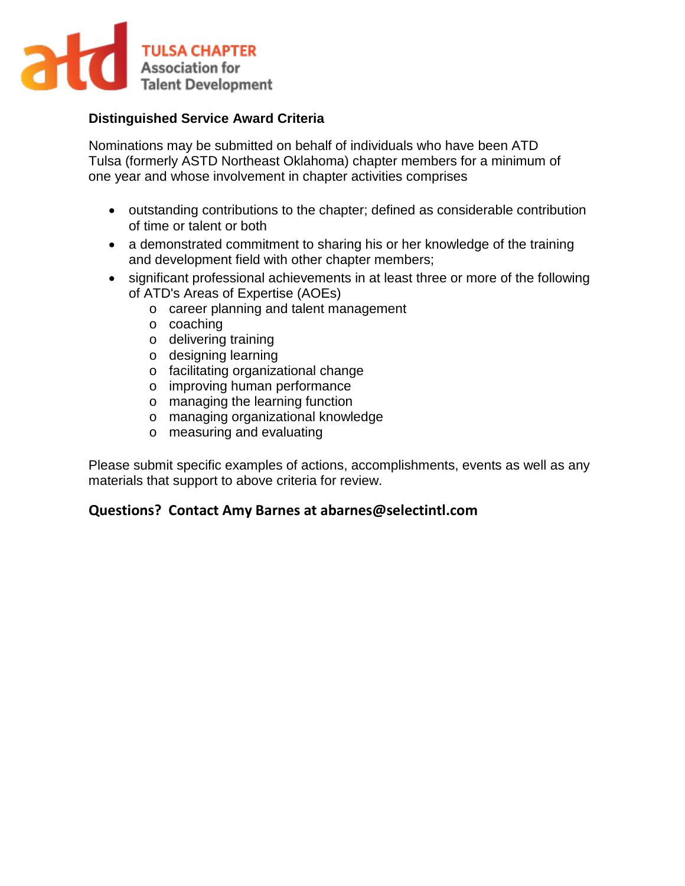TULSA CHAPTER
Association for
Talent Development

## Distinguished Service Award Criteria

Nominations may be submitted on behalf of individuals who have been ATD Tulsa (formerly ASTD Northeast Oklahoma) chapter members for a minimum of one year and whose involvement in chapter activities comprises

- outstanding contributions to the chapter; defined as considerable contribution of time or talent or both
- a demonstrated commitment to sharing his or her knowledge of the training and development field with other chapter members;
- significant professional achievements in at least three or more of the following of ATD's Areas of Expertise (AOEs)
  - career planning and talent management
  - coaching
  - delivering training
  - designing learning
  - facilitating organizational change
  - improving human performance
  - managing the learning function
  - managing organizational knowledge
  - measuring and evaluating

Please submit specific examples of actions, accomplishments, events as well as any materials that support to above criteria for review.

**Questions? Contact Amy Barnes at abarnes@selectintl.com**